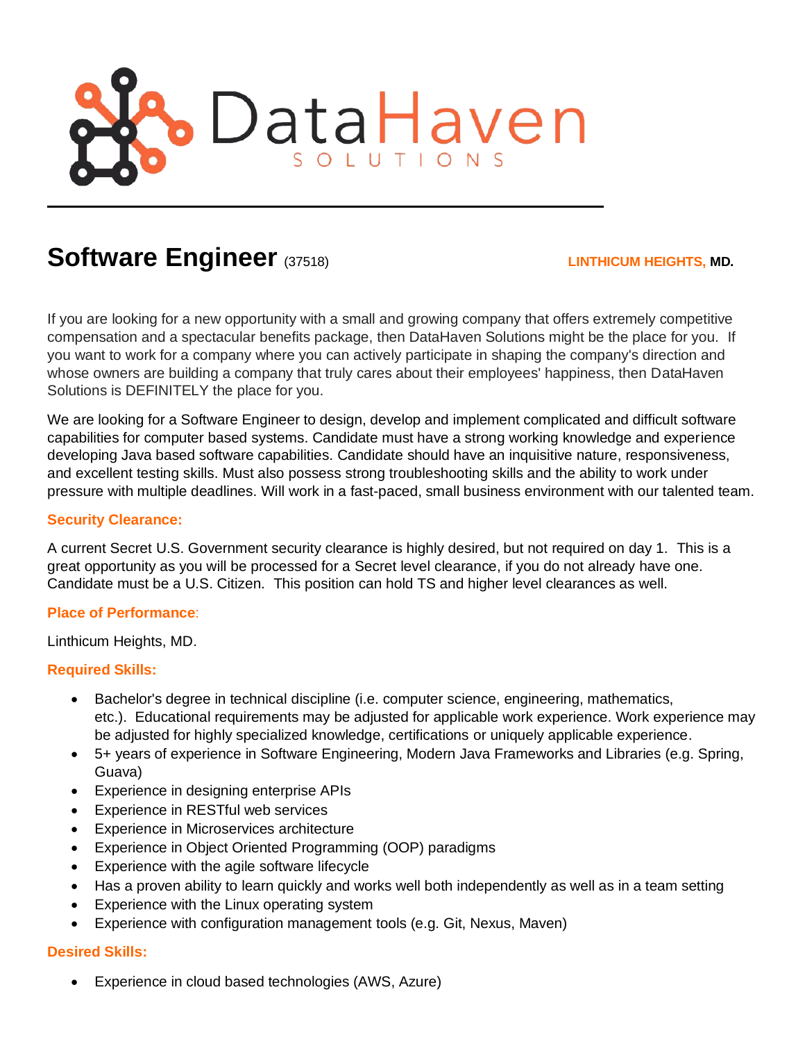DataHaven SOLUTIONS

# Software Engineer (37518)

**LINTHICUM HEIGHTS, MD.**

If you are looking for a new opportunity with a small and growing company that offers extremely competitive compensation and a spectacular benefits package, then DataHaven Solutions might be the place for you. If you want to work for a company where you can actively participate in shaping the company's direction and whose owners are building a company that truly cares about their employees' happiness, then DataHaven Solutions is DEFINITELY the place for you.

We are looking for a Software Engineer to design, develop and implement complicated and difficult software capabilities for computer based systems. Candidate must have a strong working knowledge and experience developing Java based software capabilities. Candidate should have an inquisitive nature, responsiveness, and excellent testing skills. Must also possess strong troubleshooting skills and the ability to work under pressure with multiple deadlines. Will work in a fast-paced, small business environment with our talented team.

**Security Clearance:**

A current Secret U.S. Government security clearance is highly desired, but not required on day 1. This is a great opportunity as you will be processed for a Secret level clearance, if you do not already have one. Candidate must be a U.S. Citizen. This position can hold TS and higher level clearances as well.

**Place of Performance:**

Linthicum Heights, MD.

**Required Skills:**

- Bachelor's degree in technical discipline (i.e. computer science, engineering, mathematics, etc.). Educational requirements may be adjusted for applicable work experience. Work experience may be adjusted for highly specialized knowledge, certifications or uniquely applicable experience.
- 5+ years of experience in Software Engineering, Modern Java Frameworks and Libraries (e.g. Spring, Guava)
- Experience in designing enterprise APIs
- Experience in RESTful web services
- Experience in Microservices architecture
- Experience in Object Oriented Programming (OOP) paradigms
- Experience with the agile software lifecycle
- Has a proven ability to learn quickly and works well both independently as well as in a team setting
- Experience with the Linux operating system
- Experience with configuration management tools (e.g. Git, Nexus, Maven)

**Desired Skills:**

- Experience in cloud based technologies (AWS, Azure)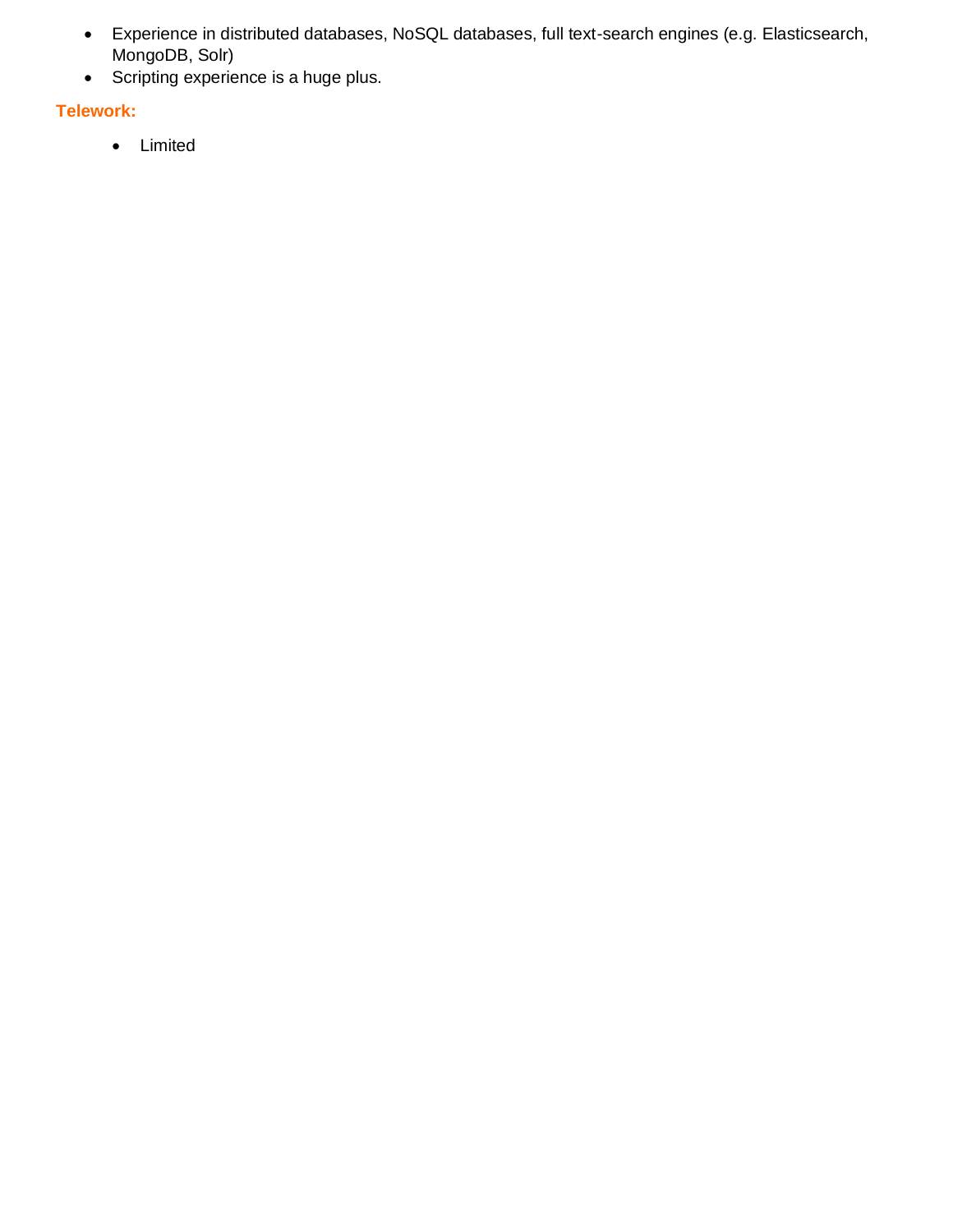- Experience in distributed databases, NoSQL databases, full text-search engines (e.g. Elasticsearch, MongoDB, Solr)
- Scripting experience is a huge plus.

**Telework:**

- Limited